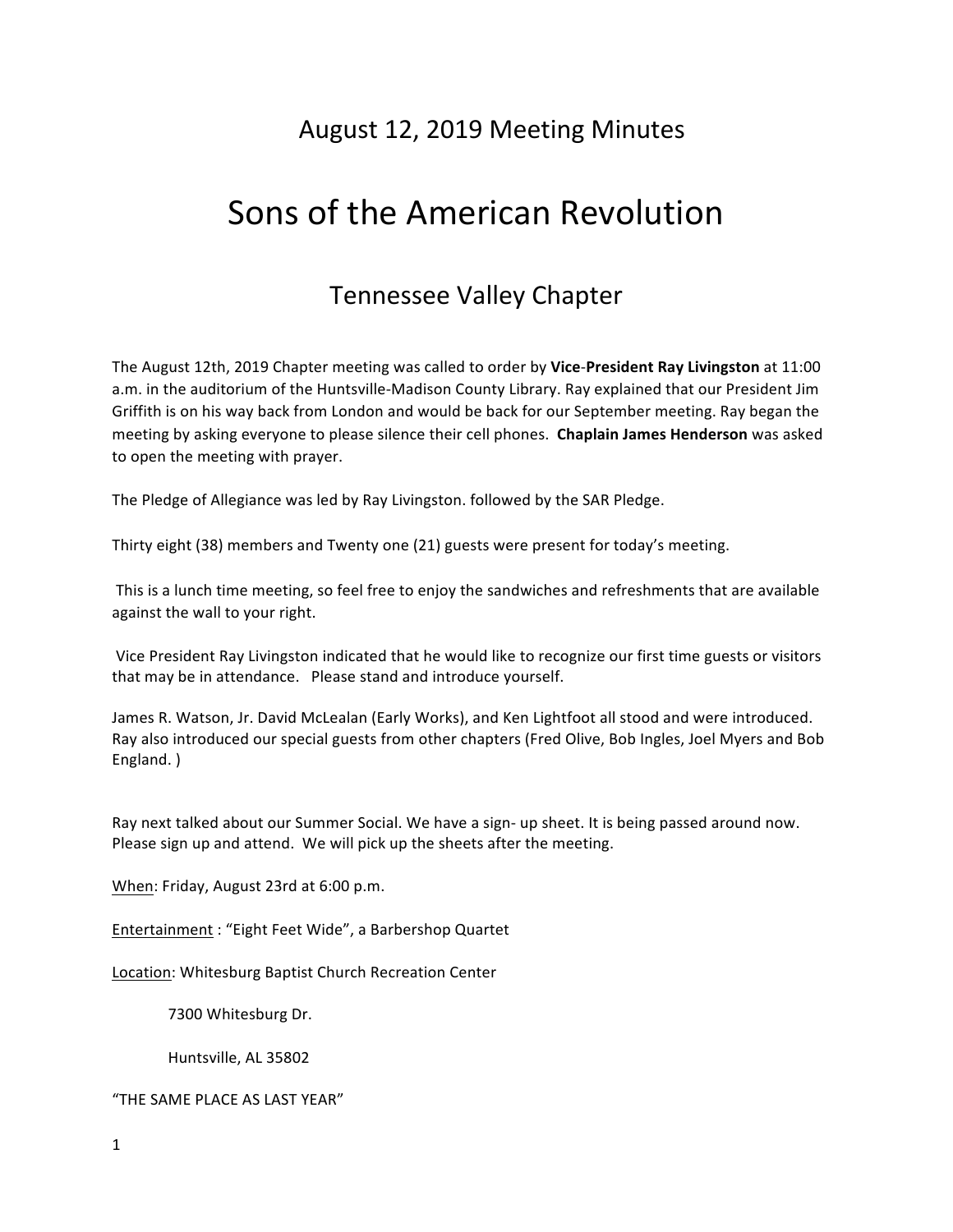## August 12, 2019 Meeting Minutes

# Sons of the American Revolution

## Tennessee Valley Chapter

The August 12th, 2019 Chapter meeting was called to order by **Vice-President Ray Livingston** at 11:00 a.m. in the auditorium of the Huntsville-Madison County Library. Ray explained that our President Jim Griffith is on his way back from London and would be back for our September meeting. Ray began the meeting by asking everyone to please silence their cell phones. **Chaplain James Henderson** was asked to open the meeting with prayer.

The Pledge of Allegiance was led by Ray Livingston. followed by the SAR Pledge.

Thirty eight (38) members and Twenty one (21) guests were present for today's meeting.

This is a lunch time meeting, so feel free to enjoy the sandwiches and refreshments that are available against the wall to your right.

Vice President Ray Livingston indicated that he would like to recognize our first time guests or visitors that may be in attendance. Please stand and introduce yourself.

James R. Watson, Jr. David McLealan (Early Works), and Ken Lightfoot all stood and were introduced. Ray also introduced our special guests from other chapters (Fred Olive, Bob Ingles, Joel Myers and Bob England. )

Ray next talked about our Summer Social. We have a sign- up sheet. It is being passed around now. Please sign up and attend. We will pick up the sheets after the meeting.

When: Friday, August 23rd at 6:00 p.m.

Entertainment : "Eight Feet Wide", a Barbershop Quartet

Location: Whitesburg Baptist Church Recreation Center

7300 Whitesburg Dr.

Huntsville, AL 35802

"THE SAME PLACE AS LAST YEAR"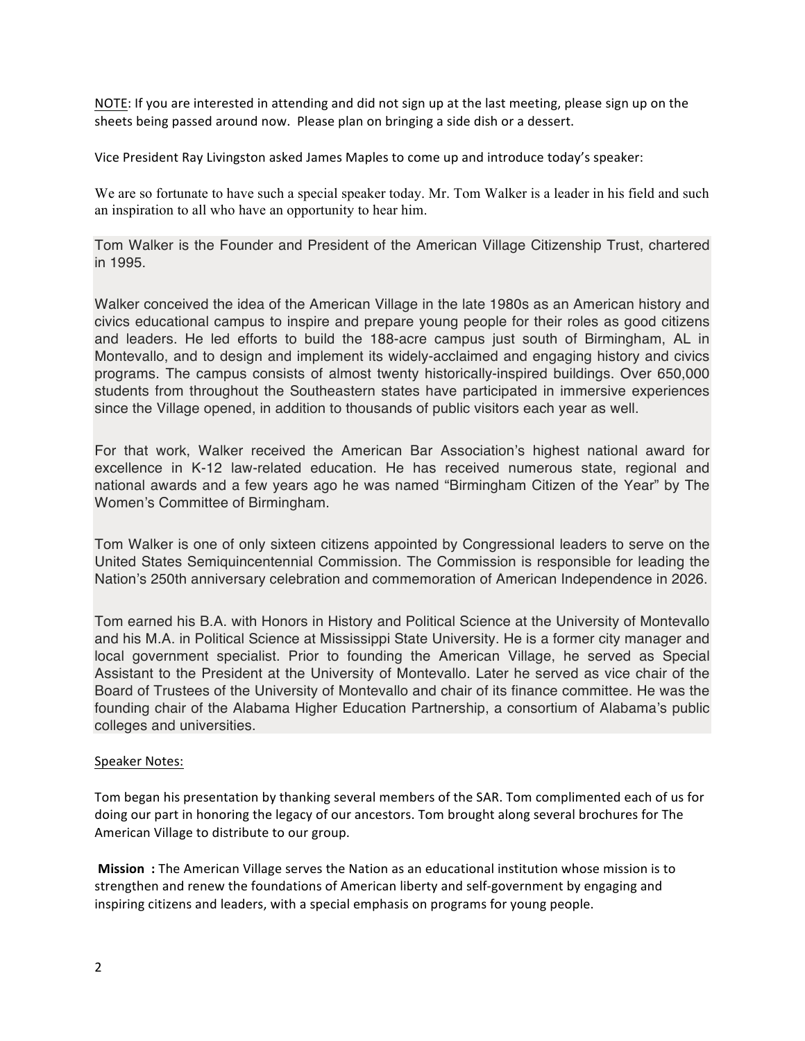<u>NOTE</u>: If you are interested in attending and did not sign up at the last meeting, please sign up on the sheets being passed around now. Please plan on bringing a side dish or a dessert.

Vice President Ray Livingston asked James Maples to come up and introduce today's speaker:

We are so fortunate to have such a special speaker today. Mr. Tom Walker is a leader in his field and such an inspiration to all who have an opportunity to hear him.

Tom Walker is the Founder and President of the American Village Citizenship Trust, chartered in 1995.

Walker conceived the idea of the American Village in the late 1980s as an American history and civics educational campus to inspire and prepare young people for their roles as good citizens and leaders. He led efforts to build the 188-acre campus just south of Birmingham, AL in Montevallo, and to design and implement its widely-acclaimed and engaging history and civics programs. The campus consists of almost twenty historically-inspired buildings. Over 650,000 students from throughout the Southeastern states have participated in immersive experiences since the Village opened, in addition to thousands of public visitors each year as well.

For that work, Walker received the American Bar Association's highest national award for excellence in K-12 law-related education. He has received numerous state, regional and national awards and a few years ago he was named "Birmingham Citizen of the Year" by The Women's Committee of Birmingham.

Tom Walker is one of only sixteen citizens appointed by Congressional leaders to serve on the United States Semiquincentennial Commission. The Commission is responsible for leading the Nation's 250th anniversary celebration and commemoration of American Independence in 2026.

Tom earned his B.A. with Honors in History and Political Science at the University of Montevallo and his M.A. in Political Science at Mississippi State University. He is a former city manager and local government specialist. Prior to founding the American Village, he served as Special Assistant to the President at the University of Montevallo. Later he served as vice chair of the Board of Trustees of the University of Montevallo and chair of its finance committee. He was the founding chair of the Alabama Higher Education Partnership, a consortium of Alabama's public colleges and universities.

<u>Speaker Notes:</u>

Tom began his presentation by thanking several members of the SAR. Tom complimented each of us for doing our part in honoring the legacy of our ancestors. Tom brought along several brochures for The American Village to distribute to our group.

**Mission :** The American Village serves the Nation as an educational institution whose mission is to strengthen and renew the foundations of American liberty and self-government by engaging and inspiring citizens and leaders, with a special emphasis on programs for young people.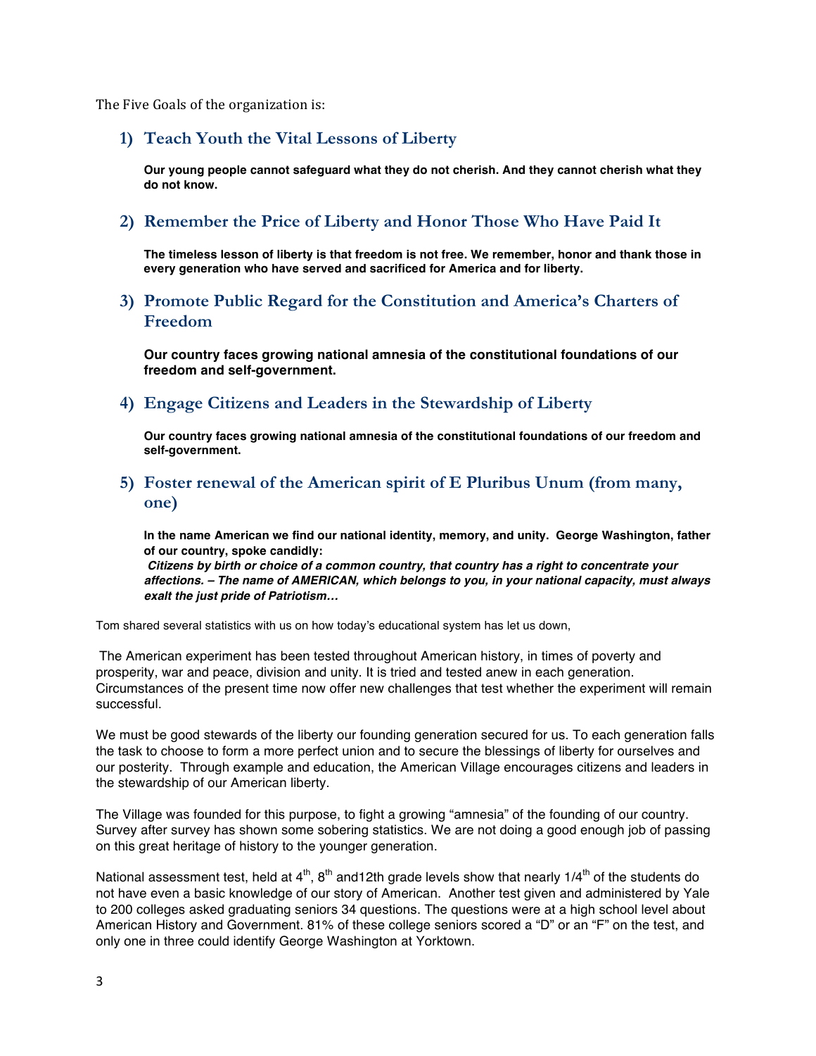The Five Goals of the organization is:

### 1) Teach Youth the Vital Lessons of Liberty

**Our young people cannot safeguard what they do not cherish. And they cannot cherish what they do not know.**

### 2) Remember the Price of Liberty and Honor Those Who Have Paid It

**The timeless lesson of liberty is that freedom is not free. We remember, honor and thank those in every generation who have served and sacrificed for America and for liberty.**

### 3) Promote Public Regard for the Constitution and America's Charters of Freedom

**Our country faces growing national amnesia of the constitutional foundations of our freedom and self-government.**

### 4) Engage Citizens and Leaders in the Stewardship of Liberty

**Our country faces growing national amnesia of the constitutional foundations of our freedom and self-government.**

### 5) Foster renewal of the American spirit of E Pluribus Unum (from many, one)

**In the name American we find our national identity, memory, and unity. George Washington, father of our country, spoke candidly:**
***Citizens by birth or choice of a common country, that country has a right to concentrate your affections. – The name of AMERICAN, which belongs to you, in your national capacity, must always exalt the just pride of Patriotism…***

Tom shared several statistics with us on how today's educational system has let us down,

The American experiment has been tested throughout American history, in times of poverty and prosperity, war and peace, division and unity. It is tried and tested anew in each generation. Circumstances of the present time now offer new challenges that test whether the experiment will remain successful.

We must be good stewards of the liberty our founding generation secured for us. To each generation falls the task to choose to form a more perfect union and to secure the blessings of liberty for ourselves and our posterity. Through example and education, the American Village encourages citizens and leaders in the stewardship of our American liberty.

The Village was founded for this purpose, to fight a growing "amnesia" of the founding of our country. Survey after survey has shown some sobering statistics. We are not doing a good enough job of passing on this great heritage of history to the younger generation.

National assessment test, held at 4th, 8th and12th grade levels show that nearly 1/4th of the students do not have even a basic knowledge of our story of American. Another test given and administered by Yale to 200 colleges asked graduating seniors 34 questions. The questions were at a high school level about American History and Government. 81% of these college seniors scored a "D" or an "F" on the test, and only one in three could identify George Washington at Yorktown.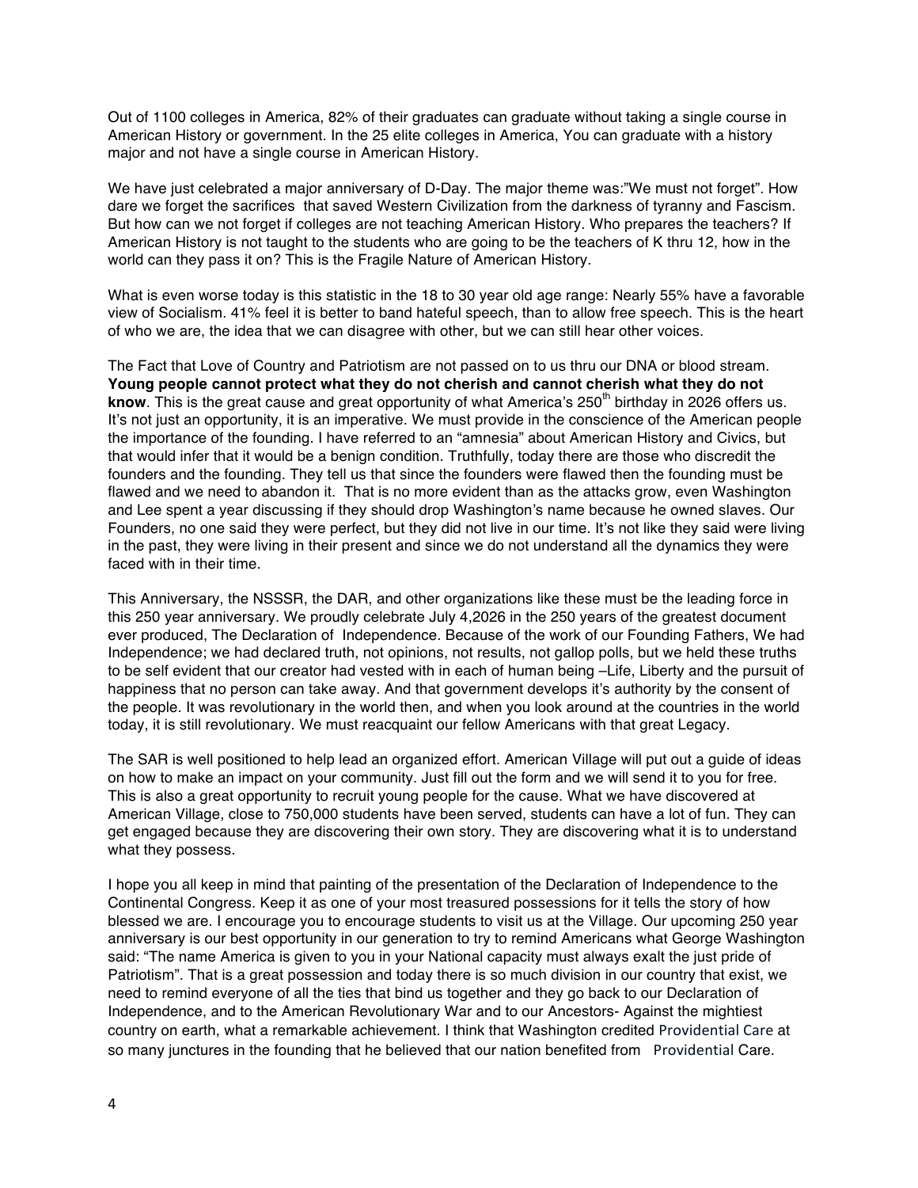Out of 1100 colleges in America, 82% of their graduates can graduate without taking a single course in American History or government. In the 25 elite colleges in America, You can graduate with a history major and not have a single course in American History.

We have just celebrated a major anniversary of D-Day. The major theme was:"We must not forget". How dare we forget the sacrifices that saved Western Civilization from the darkness of tyranny and Fascism. But how can we not forget if colleges are not teaching American History. Who prepares the teachers? If American History is not taught to the students who are going to be the teachers of K thru 12, how in the world can they pass it on? This is the Fragile Nature of American History.

What is even worse today is this statistic in the 18 to 30 year old age range: Nearly 55% have a favorable view of Socialism. 41% feel it is better to band hateful speech, than to allow free speech. This is the heart of who we are, the idea that we can disagree with other, but we can still hear other voices.

The Fact that Love of Country and Patriotism are not passed on to us thru our DNA or blood stream. **Young people cannot protect what they do not cherish and cannot cherish what they do not know**. This is the great cause and great opportunity of what America's 250th birthday in 2026 offers us. It's not just an opportunity, it is an imperative. We must provide in the conscience of the American people the importance of the founding. I have referred to an "amnesia" about American History and Civics, but that would infer that it would be a benign condition. Truthfully, today there are those who discredit the founders and the founding. They tell us that since the founders were flawed then the founding must be flawed and we need to abandon it. That is no more evident than as the attacks grow, even Washington and Lee spent a year discussing if they should drop Washington's name because he owned slaves. Our Founders, no one said they were perfect, but they did not live in our time. It's not like they said were living in the past, they were living in their present and since we do not understand all the dynamics they were faced with in their time.

This Anniversary, the NSSSR, the DAR, and other organizations like these must be the leading force in this 250 year anniversary. We proudly celebrate July 4,2026 in the 250 years of the greatest document ever produced, The Declaration of Independence. Because of the work of our Founding Fathers, We had Independence; we had declared truth, not opinions, not results, not gallop polls, but we held these truths to be self evident that our creator had vested with in each of human being –Life, Liberty and the pursuit of happiness that no person can take away. And that government develops it's authority by the consent of the people. It was revolutionary in the world then, and when you look around at the countries in the world today, it is still revolutionary. We must reacquaint our fellow Americans with that great Legacy.

The SAR is well positioned to help lead an organized effort. American Village will put out a guide of ideas on how to make an impact on your community. Just fill out the form and we will send it to you for free. This is also a great opportunity to recruit young people for the cause. What we have discovered at American Village, close to 750,000 students have been served, students can have a lot of fun. They can get engaged because they are discovering their own story. They are discovering what it is to understand what they possess.

I hope you all keep in mind that painting of the presentation of the Declaration of Independence to the Continental Congress. Keep it as one of your most treasured possessions for it tells the story of how blessed we are. I encourage you to encourage students to visit us at the Village. Our upcoming 250 year anniversary is our best opportunity in our generation to try to remind Americans what George Washington said: "The name America is given to you in your National capacity must always exalt the just pride of Patriotism". That is a great possession and today there is so much division in our country that exist, we need to remind everyone of all the ties that bind us together and they go back to our Declaration of Independence, and to the American Revolutionary War and to our Ancestors- Against the mightiest country on earth, what a remarkable achievement. I think that Washington credited Providential Care at so many junctures in the founding that he believed that our nation benefited from Providential Care.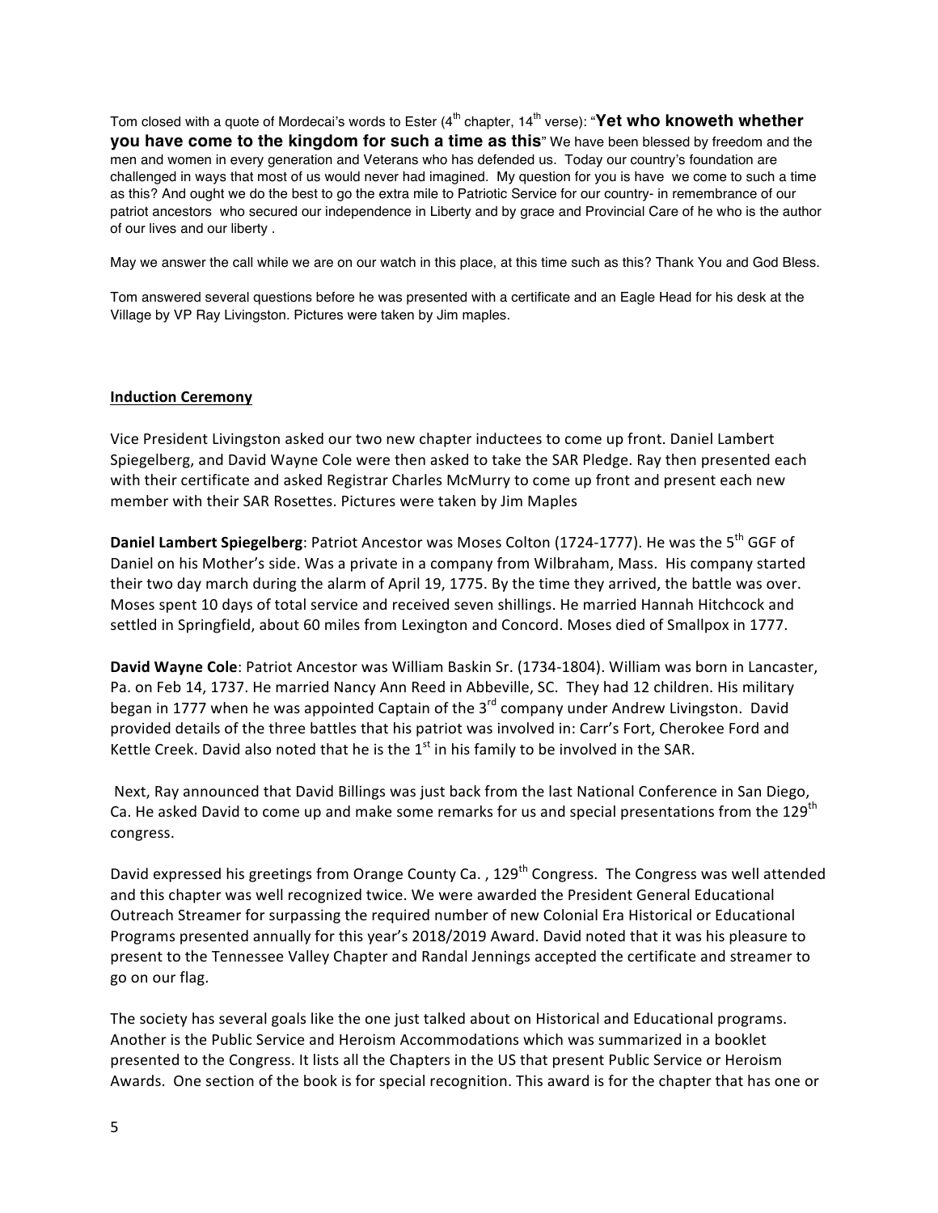Tom closed with a quote of Mordecai's words to Ester (4th chapter, 14th verse): "**Yet who knoweth whether you have come to the kingdom for such a time as this**" We have been blessed by freedom and the men and women in every generation and Veterans who has defended us. Today our country's foundation are challenged in ways that most of us would never had imagined. My question for you is have we come to such a time as this? And ought we do the best to go the extra mile to Patriotic Service for our country- in remembrance of our patriot ancestors who secured our independence in Liberty and by grace and Provincial Care of he who is the author of our lives and our liberty .

May we answer the call while we are on our watch in this place, at this time such as this? Thank You and God Bless.

Tom answered several questions before he was presented with a certificate and an Eagle Head for his desk at the Village by VP Ray Livingston. Pictures were taken by Jim maples.

**Induction Ceremony**

Vice President Livingston asked our two new chapter inductees to come up front. Daniel Lambert Spiegelberg, and David Wayne Cole were then asked to take the SAR Pledge. Ray then presented each with their certificate and asked Registrar Charles McMurry to come up front and present each new member with their SAR Rosettes. Pictures were taken by Jim Maples

**Daniel Lambert Spiegelberg**: Patriot Ancestor was Moses Colton (1724-1777). He was the 5th GGF of Daniel on his Mother's side. Was a private in a company from Wilbraham, Mass. His company started their two day march during the alarm of April 19, 1775. By the time they arrived, the battle was over. Moses spent 10 days of total service and received seven shillings. He married Hannah Hitchcock and settled in Springfield, about 60 miles from Lexington and Concord. Moses died of Smallpox in 1777.

**David Wayne Cole**: Patriot Ancestor was William Baskin Sr. (1734-1804). William was born in Lancaster, Pa. on Feb 14, 1737. He married Nancy Ann Reed in Abbeville, SC. They had 12 children. His military began in 1777 when he was appointed Captain of the 3rd company under Andrew Livingston. David provided details of the three battles that his patriot was involved in: Carr's Fort, Cherokee Ford and Kettle Creek. David also noted that he is the 1st in his family to be involved in the SAR.

Next, Ray announced that David Billings was just back from the last National Conference in San Diego, Ca. He asked David to come up and make some remarks for us and special presentations from the 129th congress.

David expressed his greetings from Orange County Ca. , 129th Congress. The Congress was well attended and this chapter was well recognized twice. We were awarded the President General Educational Outreach Streamer for surpassing the required number of new Colonial Era Historical or Educational Programs presented annually for this year's 2018/2019 Award. David noted that it was his pleasure to present to the Tennessee Valley Chapter and Randal Jennings accepted the certificate and streamer to go on our flag.

The society has several goals like the one just talked about on Historical and Educational programs. Another is the Public Service and Heroism Accommodations which was summarized in a booklet presented to the Congress. It lists all the Chapters in the US that present Public Service or Heroism Awards. One section of the book is for special recognition. This award is for the chapter that has one or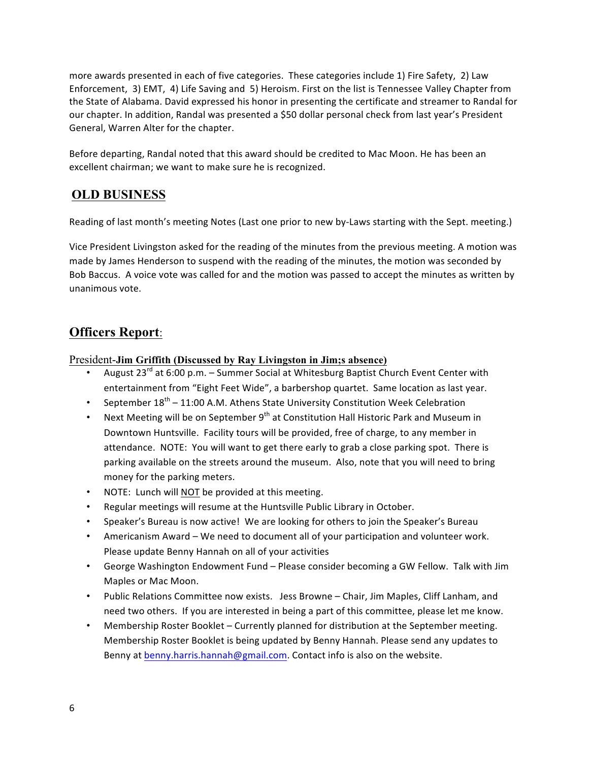more awards presented in each of five categories. These categories include 1) Fire Safety, 2) Law Enforcement, 3) EMT, 4) Life Saving and 5) Heroism. First on the list is Tennessee Valley Chapter from the State of Alabama. David expressed his honor in presenting the certificate and streamer to Randal for our chapter. In addition, Randal was presented a $50 dollar personal check from last year's President General, Warren Alter for the chapter.

Before departing, Randal noted that this award should be credited to Mac Moon. He has been an excellent chairman; we want to make sure he is recognized.

## OLD BUSINESS

Reading of last month's meeting Notes (Last one prior to new by-Laws starting with the Sept. meeting.)

Vice President Livingston asked for the reading of the minutes from the previous meeting. A motion was made by James Henderson to suspend with the reading of the minutes, the motion was seconded by Bob Baccus. A voice vote was called for and the motion was passed to accept the minutes as written by unanimous vote.

## Officers Report:

### President-**Jim Griffith (Discussed by Ray Livingston in Jim;s absence)**

- August 23rd at 6:00 p.m. – Summer Social at Whitesburg Baptist Church Event Center with entertainment from "Eight Feet Wide", a barbershop quartet. Same location as last year.
- September 18th – 11:00 A.M. Athens State University Constitution Week Celebration
- Next Meeting will be on September 9th at Constitution Hall Historic Park and Museum in Downtown Huntsville. Facility tours will be provided, free of charge, to any member in attendance. NOTE: You will want to get there early to grab a close parking spot. There is parking available on the streets around the museum. Also, note that you will need to bring money for the parking meters.
- NOTE: Lunch will NOT be provided at this meeting.
- Regular meetings will resume at the Huntsville Public Library in October.
- Speaker's Bureau is now active! We are looking for others to join the Speaker's Bureau
- Americanism Award – We need to document all of your participation and volunteer work. Please update Benny Hannah on all of your activities
- George Washington Endowment Fund – Please consider becoming a GW Fellow. Talk with Jim Maples or Mac Moon.
- Public Relations Committee now exists. Jess Browne – Chair, Jim Maples, Cliff Lanham, and need two others. If you are interested in being a part of this committee, please let me know.
- Membership Roster Booklet – Currently planned for distribution at the September meeting. Membership Roster Booklet is being updated by Benny Hannah. Please send any updates to Benny at benny.harris.hannah@gmail.com. Contact info is also on the website.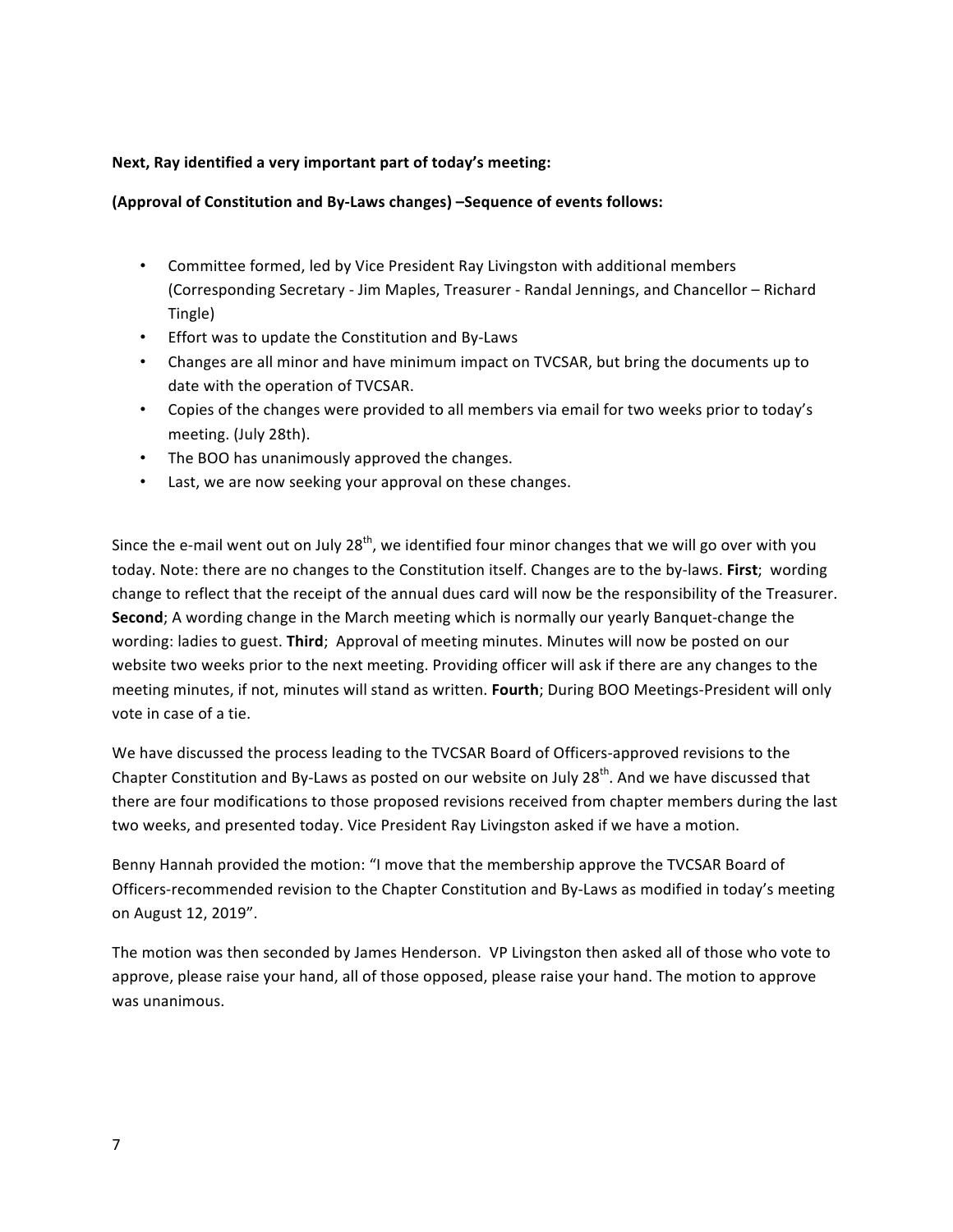**Next, Ray identified a very important part of today's meeting:**

**(Approval of Constitution and By-Laws changes) –Sequence of events follows:**

- Committee formed, led by Vice President Ray Livingston with additional members (Corresponding Secretary - Jim Maples, Treasurer - Randal Jennings, and Chancellor – Richard Tingle)
- Effort was to update the Constitution and By-Laws
- Changes are all minor and have minimum impact on TVCSAR, but bring the documents up to date with the operation of TVCSAR.
- Copies of the changes were provided to all members via email for two weeks prior to today's meeting. (July 28th).
- The BOO has unanimously approved the changes.
- Last, we are now seeking your approval on these changes.

Since the e-mail went out on July 28th, we identified four minor changes that we will go over with you today. Note: there are no changes to the Constitution itself. Changes are to the by-laws. **First**; wording change to reflect that the receipt of the annual dues card will now be the responsibility of the Treasurer. **Second**; A wording change in the March meeting which is normally our yearly Banquet-change the wording: ladies to guest. **Third**; Approval of meeting minutes. Minutes will now be posted on our website two weeks prior to the next meeting. Providing officer will ask if there are any changes to the meeting minutes, if not, minutes will stand as written. **Fourth**; During BOO Meetings-President will only vote in case of a tie.

We have discussed the process leading to the TVCSAR Board of Officers-approved revisions to the Chapter Constitution and By-Laws as posted on our website on July 28th. And we have discussed that there are four modifications to those proposed revisions received from chapter members during the last two weeks, and presented today. Vice President Ray Livingston asked if we have a motion.

Benny Hannah provided the motion: "I move that the membership approve the TVCSAR Board of Officers-recommended revision to the Chapter Constitution and By-Laws as modified in today's meeting on August 12, 2019".

The motion was then seconded by James Henderson. VP Livingston then asked all of those who vote to approve, please raise your hand, all of those opposed, please raise your hand. The motion to approve was unanimous.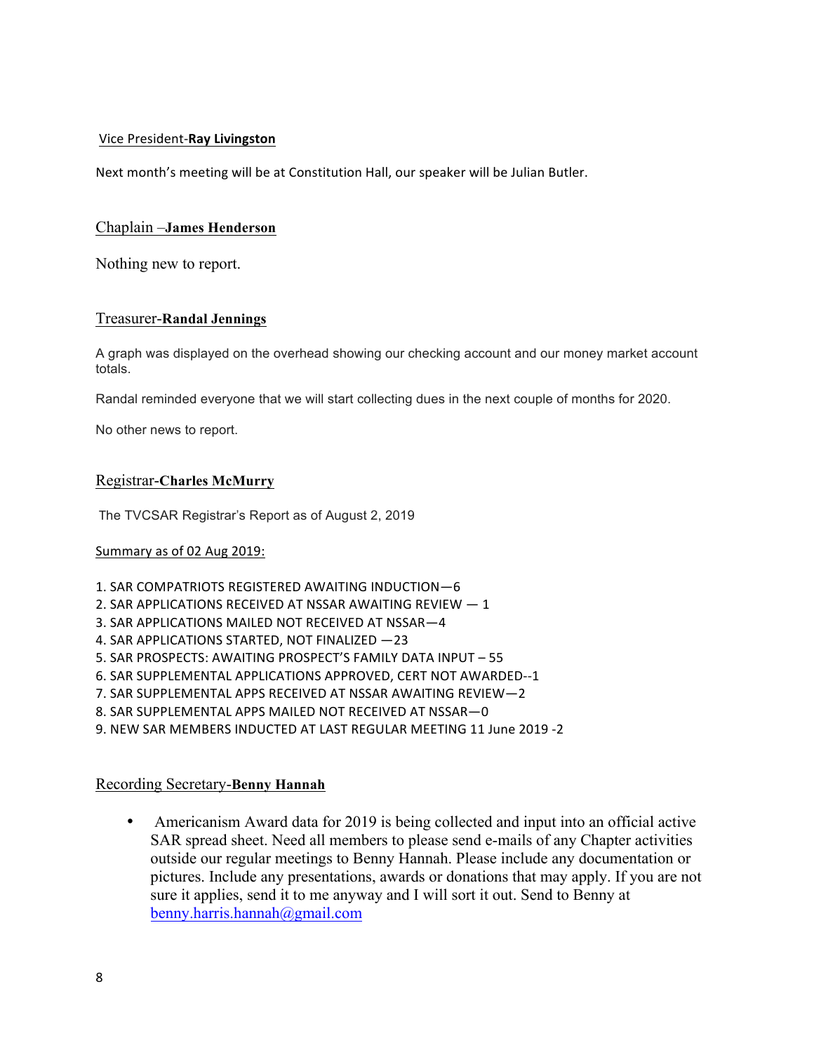Vice President-**Ray Livingston**

Next month's meeting will be at Constitution Hall, our speaker will be Julian Butler.

Chaplain –**James Henderson**

Nothing new to report.

Treasurer-**Randal Jennings**

A graph was displayed on the overhead showing our checking account and our money market account totals.

Randal reminded everyone that we will start collecting dues in the next couple of months for 2020.

No other news to report.

Registrar-**Charles McMurry**

The TVCSAR Registrar's Report as of August 2, 2019

Summary as of 02 Aug 2019:

1. SAR COMPATRIOTS REGISTERED AWAITING INDUCTION—6
2. SAR APPLICATIONS RECEIVED AT NSSAR AWAITING REVIEW — 1
3. SAR APPLICATIONS MAILED NOT RECEIVED AT NSSAR—4
4. SAR APPLICATIONS STARTED, NOT FINALIZED —23
5. SAR PROSPECTS: AWAITING PROSPECT'S FAMILY DATA INPUT – 55
6. SAR SUPPLEMENTAL APPLICATIONS APPROVED, CERT NOT AWARDED--1
7. SAR SUPPLEMENTAL APPS RECEIVED AT NSSAR AWAITING REVIEW—2
8. SAR SUPPLEMENTAL APPS MAILED NOT RECEIVED AT NSSAR—0
9. NEW SAR MEMBERS INDUCTED AT LAST REGULAR MEETING 11 June 2019 -2

Recording Secretary-**Benny Hannah**

- Americanism Award data for 2019 is being collected and input into an official active SAR spread sheet. Need all members to please send e-mails of any Chapter activities outside our regular meetings to Benny Hannah. Please include any documentation or pictures. Include any presentations, awards or donations that may apply. If you are not sure it applies, send it to me anyway and I will sort it out. Send to Benny at benny.harris.hannah@gmail.com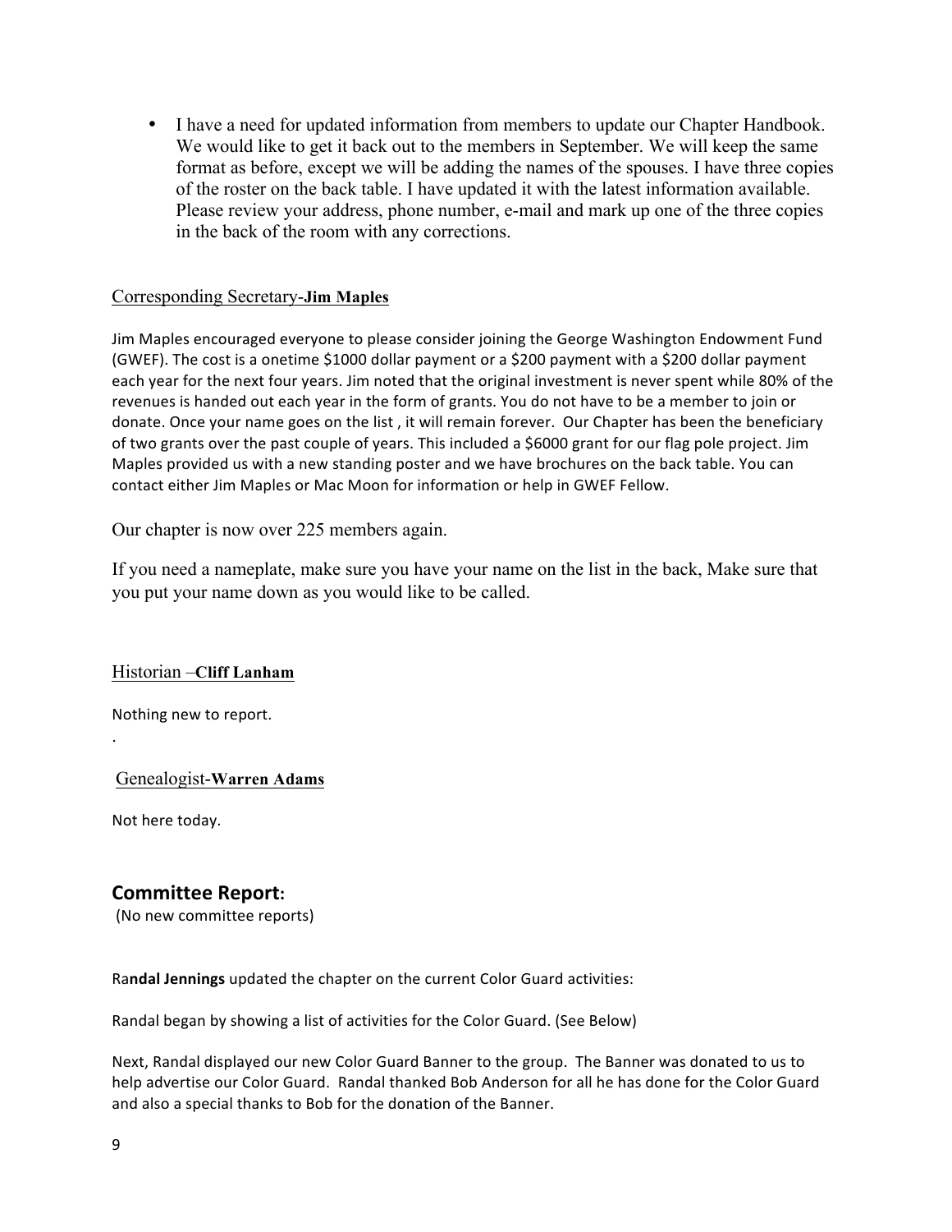- I have a need for updated information from members to update our Chapter Handbook. We would like to get it back out to the members in September. We will keep the same format as before, except we will be adding the names of the spouses. I have three copies of the roster on the back table. I have updated it with the latest information available. Please review your address, phone number, e-mail and mark up one of the three copies in the back of the room with any corrections.

Corresponding Secretary-**Jim Maples**

Jim Maples encouraged everyone to please consider joining the George Washington Endowment Fund (GWEF). The cost is a onetime $1000 dollar payment or a $200 payment with a $200 dollar payment each year for the next four years. Jim noted that the original investment is never spent while 80% of the revenues is handed out each year in the form of grants. You do not have to be a member to join or donate. Once your name goes on the list , it will remain forever. Our Chapter has been the beneficiary of two grants over the past couple of years. This included a $6000 grant for our flag pole project. Jim Maples provided us with a new standing poster and we have brochures on the back table. You can contact either Jim Maples or Mac Moon for information or help in GWEF Fellow.

Our chapter is now over 225 members again.

If you need a nameplate, make sure you have your name on the list in the back, Make sure that you put your name down as you would like to be called.

Historian –**Cliff Lanham**

Nothing new to report.

.

Genealogist-**Warren Adams**

Not here today.

## Committee Report:

(No new committee reports)

Ra**ndal Jennings** updated the chapter on the current Color Guard activities:

Randal began by showing a list of activities for the Color Guard. (See Below)

Next, Randal displayed our new Color Guard Banner to the group. The Banner was donated to us to help advertise our Color Guard. Randal thanked Bob Anderson for all he has done for the Color Guard and also a special thanks to Bob for the donation of the Banner.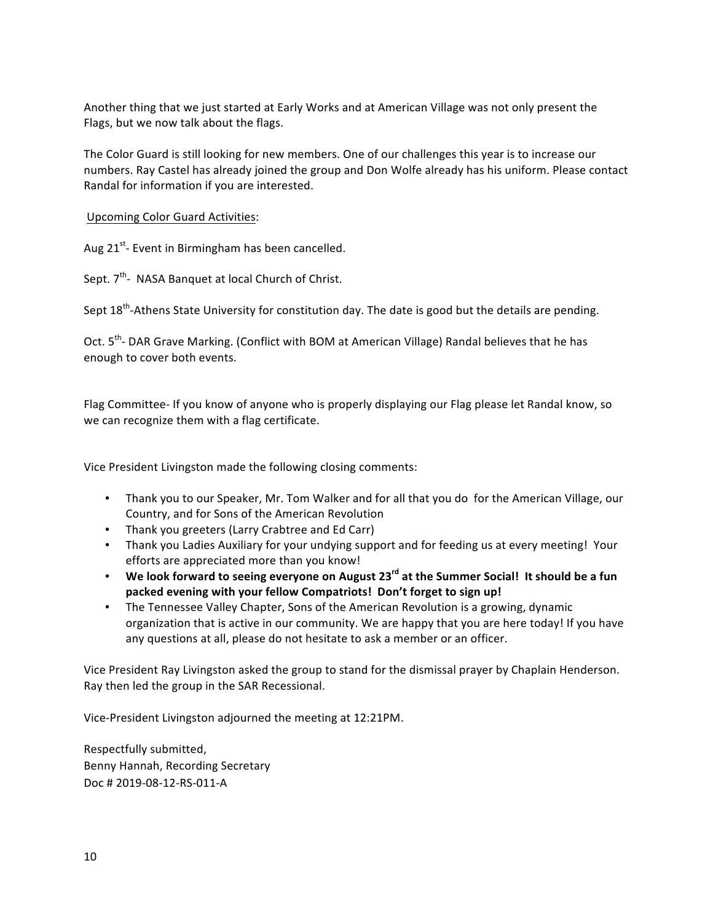Another thing that we just started at Early Works and at American Village was not only present the Flags, but we now talk about the flags.

The Color Guard is still looking for new members. One of our challenges this year is to increase our numbers. Ray Castel has already joined the group and Don Wolfe already has his uniform. Please contact Randal for information if you are interested.

Upcoming Color Guard Activities:

Aug 21st- Event in Birmingham has been cancelled.

Sept. 7th- NASA Banquet at local Church of Christ.

Sept 18th-Athens State University for constitution day. The date is good but the details are pending.

Oct. 5th- DAR Grave Marking. (Conflict with BOM at American Village) Randal believes that he has enough to cover both events.

Flag Committee- If you know of anyone who is properly displaying our Flag please let Randal know, so we can recognize them with a flag certificate.

Vice President Livingston made the following closing comments:

- Thank you to our Speaker, Mr. Tom Walker and for all that you do for the American Village, our Country, and for Sons of the American Revolution
- Thank you greeters (Larry Crabtree and Ed Carr)
- Thank you Ladies Auxiliary for your undying support and for feeding us at every meeting! Your efforts are appreciated more than you know!
- **We look forward to seeing everyone on August 23rd at the Summer Social! It should be a fun packed evening with your fellow Compatriots! Don't forget to sign up!**
- The Tennessee Valley Chapter, Sons of the American Revolution is a growing, dynamic organization that is active in our community. We are happy that you are here today! If you have any questions at all, please do not hesitate to ask a member or an officer.

Vice President Ray Livingston asked the group to stand for the dismissal prayer by Chaplain Henderson. Ray then led the group in the SAR Recessional.

Vice-President Livingston adjourned the meeting at 12:21PM.

Respectfully submitted,
Benny Hannah, Recording Secretary
Doc # 2019-08-12-RS-011-A